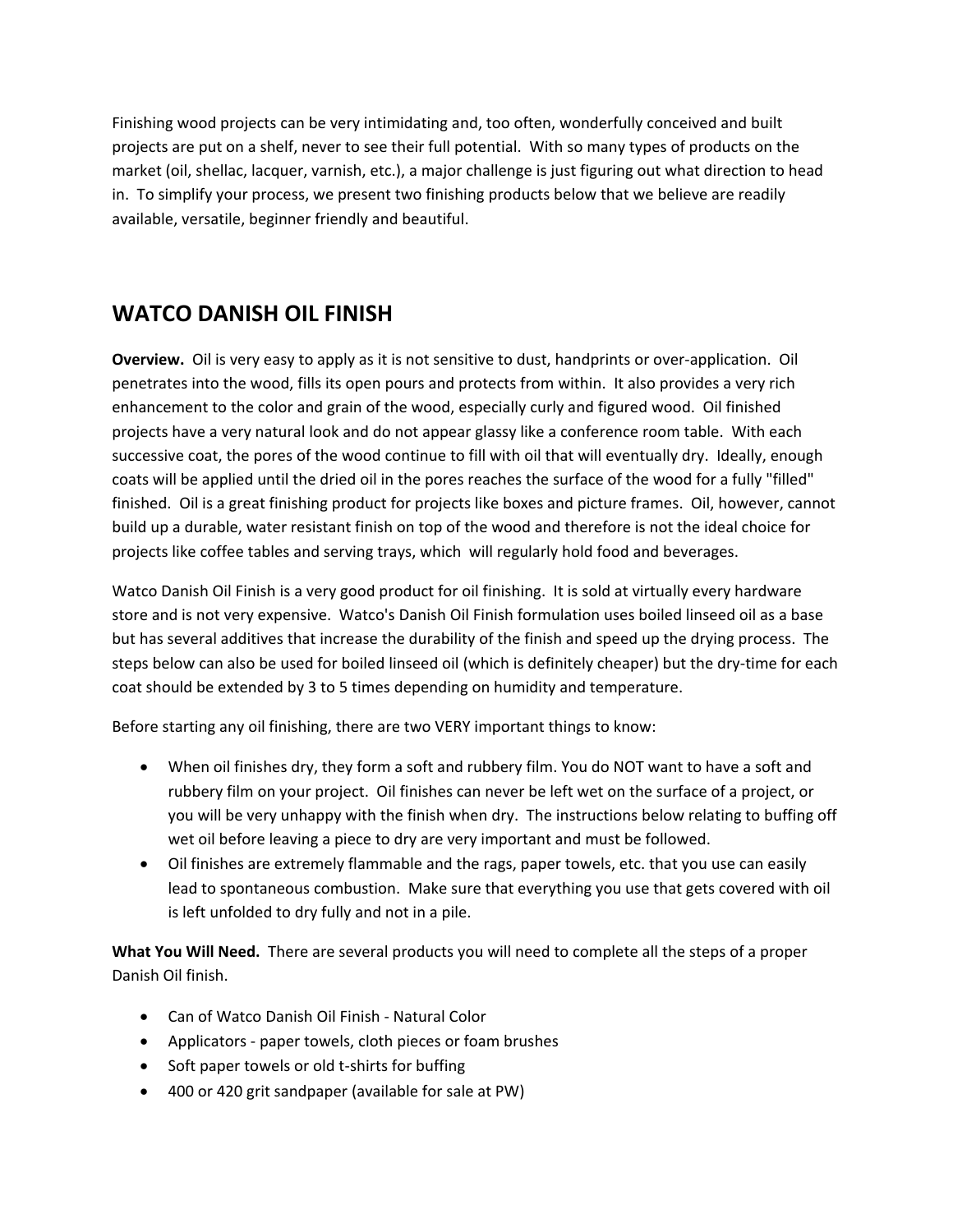Finishing wood projects can be very intimidating and, too often, wonderfully conceived and built projects are put on a shelf, never to see their full potential. With so many types of products on the market (oil, shellac, lacquer, varnish, etc.), a major challenge is just figuring out what direction to head in. To simplify your process, we present two finishing products below that we believe are readily available, versatile, beginner friendly and beautiful.

## WATCO DANISH OIL FINISH

**Overview.** Oil is very easy to apply as it is not sensitive to dust, handprints or over-application. Oil penetrates into the wood, fills its open pours and protects from within. It also provides a very rich enhancement to the color and grain of the wood, especially curly and figured wood. Oil finished projects have a very natural look and do not appear glassy like a conference room table. With each successive coat, the pores of the wood continue to fill with oil that will eventually dry. Ideally, enough coats will be applied until the dried oil in the pores reaches the surface of the wood for a fully "filled" finished. Oil is a great finishing product for projects like boxes and picture frames. Oil, however, cannot build up a durable, water resistant finish on top of the wood and therefore is not the ideal choice for projects like coffee tables and serving trays, which will regularly hold food and beverages.

Watco Danish Oil Finish is a very good product for oil finishing. It is sold at virtually every hardware store and is not very expensive. Watco's Danish Oil Finish formulation uses boiled linseed oil as a base but has several additives that increase the durability of the finish and speed up the drying process. The steps below can also be used for boiled linseed oil (which is definitely cheaper) but the dry-time for each coat should be extended by 3 to 5 times depending on humidity and temperature.

Before starting any oil finishing, there are two VERY important things to know:

- When oil finishes dry, they form a soft and rubbery film. You do NOT want to have a soft and rubbery film on your project. Oil finishes can never be left wet on the surface of a project, or you will be very unhappy with the finish when dry. The instructions below relating to buffing off wet oil before leaving a piece to dry are very important and must be followed.
- Oil finishes are extremely flammable and the rags, paper towels, etc. that you use can easily lead to spontaneous combustion. Make sure that everything you use that gets covered with oil is left unfolded to dry fully and not in a pile.

**What You Will Need.** There are several products you will need to complete all the steps of a proper Danish Oil finish.

- Can of Watco Danish Oil Finish - Natural Color
- Applicators - paper towels, cloth pieces or foam brushes
- Soft paper towels or old t-shirts for buffing
- 400 or 420 grit sandpaper (available for sale at PW)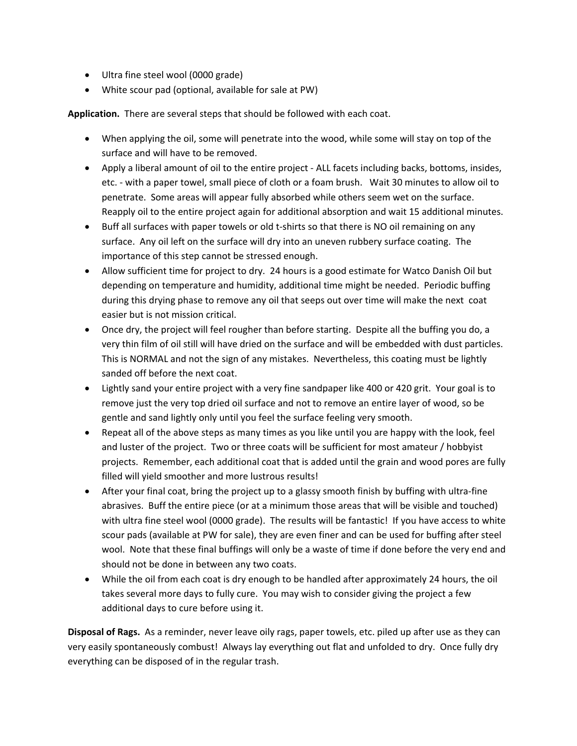- Ultra fine steel wool (0000 grade)
- White scour pad (optional, available for sale at PW)

**Application.** There are several steps that should be followed with each coat.

- When applying the oil, some will penetrate into the wood, while some will stay on top of the surface and will have to be removed.
- Apply a liberal amount of oil to the entire project - ALL facets including backs, bottoms, insides, etc. - with a paper towel, small piece of cloth or a foam brush. Wait 30 minutes to allow oil to penetrate. Some areas will appear fully absorbed while others seem wet on the surface. Reapply oil to the entire project again for additional absorption and wait 15 additional minutes.
- Buff all surfaces with paper towels or old t-shirts so that there is NO oil remaining on any surface. Any oil left on the surface will dry into an uneven rubbery surface coating. The importance of this step cannot be stressed enough.
- Allow sufficient time for project to dry. 24 hours is a good estimate for Watco Danish Oil but depending on temperature and humidity, additional time might be needed. Periodic buffing during this drying phase to remove any oil that seeps out over time will make the next coat easier but is not mission critical.
- Once dry, the project will feel rougher than before starting. Despite all the buffing you do, a very thin film of oil still will have dried on the surface and will be embedded with dust particles. This is NORMAL and not the sign of any mistakes. Nevertheless, this coating must be lightly sanded off before the next coat.
- Lightly sand your entire project with a very fine sandpaper like 400 or 420 grit. Your goal is to remove just the very top dried oil surface and not to remove an entire layer of wood, so be gentle and sand lightly only until you feel the surface feeling very smooth.
- Repeat all of the above steps as many times as you like until you are happy with the look, feel and luster of the project. Two or three coats will be sufficient for most amateur / hobbyist projects. Remember, each additional coat that is added until the grain and wood pores are fully filled will yield smoother and more lustrous results!
- After your final coat, bring the project up to a glassy smooth finish by buffing with ultra-fine abrasives. Buff the entire piece (or at a minimum those areas that will be visible and touched) with ultra fine steel wool (0000 grade). The results will be fantastic! If you have access to white scour pads (available at PW for sale), they are even finer and can be used for buffing after steel wool. Note that these final buffings will only be a waste of time if done before the very end and should not be done in between any two coats.
- While the oil from each coat is dry enough to be handled after approximately 24 hours, the oil takes several more days to fully cure. You may wish to consider giving the project a few additional days to cure before using it.

**Disposal of Rags.** As a reminder, never leave oily rags, paper towels, etc. piled up after use as they can very easily spontaneously combust! Always lay everything out flat and unfolded to dry. Once fully dry everything can be disposed of in the regular trash.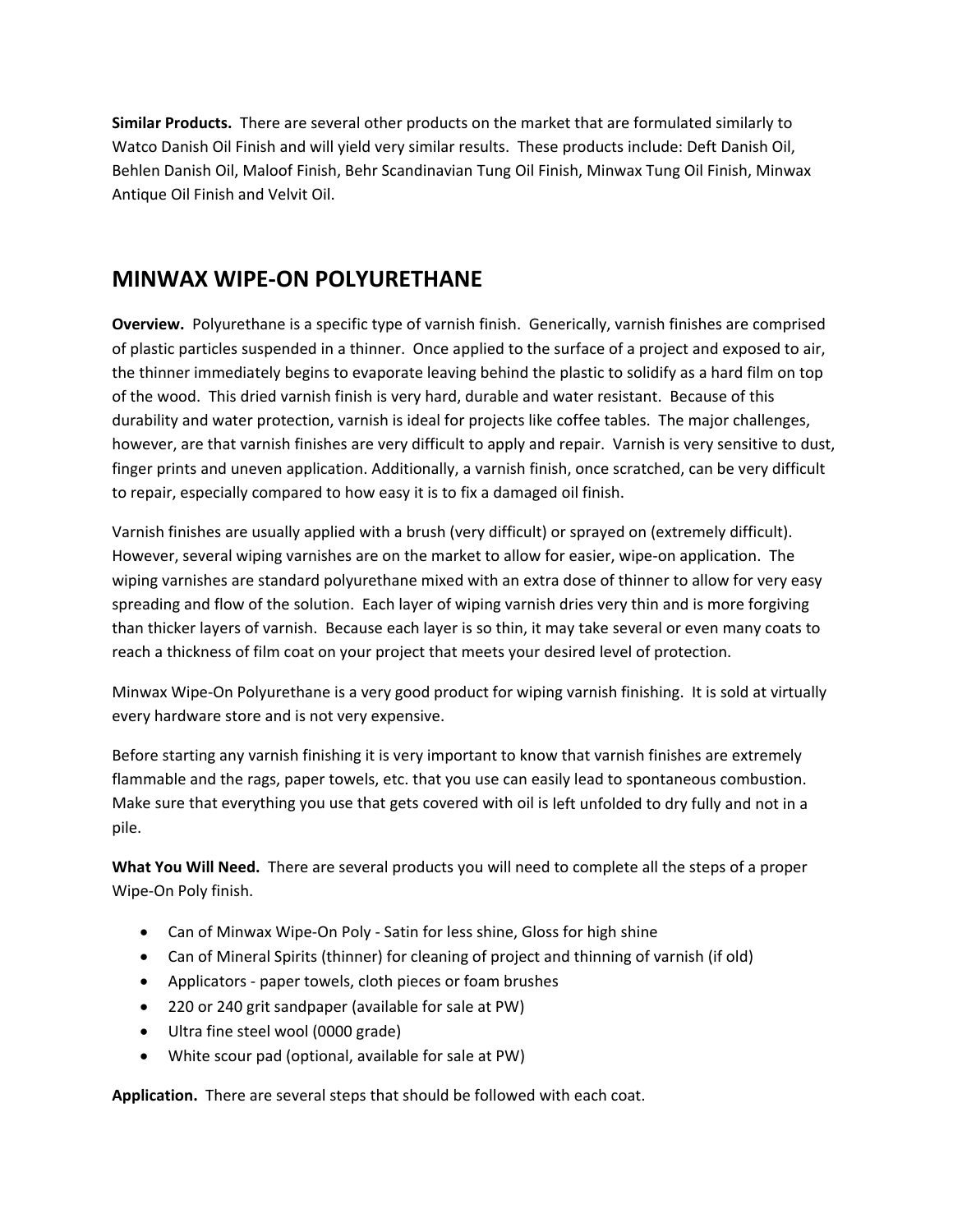**Similar Products.** There are several other products on the market that are formulated similarly to Watco Danish Oil Finish and will yield very similar results. These products include: Deft Danish Oil, Behlen Danish Oil, Maloof Finish, Behr Scandinavian Tung Oil Finish, Minwax Tung Oil Finish, Minwax Antique Oil Finish and Velvit Oil.

## MINWAX WIPE-ON POLYURETHANE

**Overview.** Polyurethane is a specific type of varnish finish. Generically, varnish finishes are comprised of plastic particles suspended in a thinner. Once applied to the surface of a project and exposed to air, the thinner immediately begins to evaporate leaving behind the plastic to solidify as a hard film on top of the wood. This dried varnish finish is very hard, durable and water resistant. Because of this durability and water protection, varnish is ideal for projects like coffee tables. The major challenges, however, are that varnish finishes are very difficult to apply and repair. Varnish is very sensitive to dust, finger prints and uneven application. Additionally, a varnish finish, once scratched, can be very difficult to repair, especially compared to how easy it is to fix a damaged oil finish.

Varnish finishes are usually applied with a brush (very difficult) or sprayed on (extremely difficult). However, several wiping varnishes are on the market to allow for easier, wipe-on application. The wiping varnishes are standard polyurethane mixed with an extra dose of thinner to allow for very easy spreading and flow of the solution. Each layer of wiping varnish dries very thin and is more forgiving than thicker layers of varnish. Because each layer is so thin, it may take several or even many coats to reach a thickness of film coat on your project that meets your desired level of protection.

Minwax Wipe-On Polyurethane is a very good product for wiping varnish finishing. It is sold at virtually every hardware store and is not very expensive.

Before starting any varnish finishing it is very important to know that varnish finishes are extremely flammable and the rags, paper towels, etc. that you use can easily lead to spontaneous combustion. Make sure that everything you use that gets covered with oil is left unfolded to dry fully and not in a pile.

**What You Will Need.** There are several products you will need to complete all the steps of a proper Wipe-On Poly finish.

- Can of Minwax Wipe-On Poly - Satin for less shine, Gloss for high shine
- Can of Mineral Spirits (thinner) for cleaning of project and thinning of varnish (if old)
- Applicators - paper towels, cloth pieces or foam brushes
- 220 or 240 grit sandpaper (available for sale at PW)
- Ultra fine steel wool (0000 grade)
- White scour pad (optional, available for sale at PW)

**Application.** There are several steps that should be followed with each coat.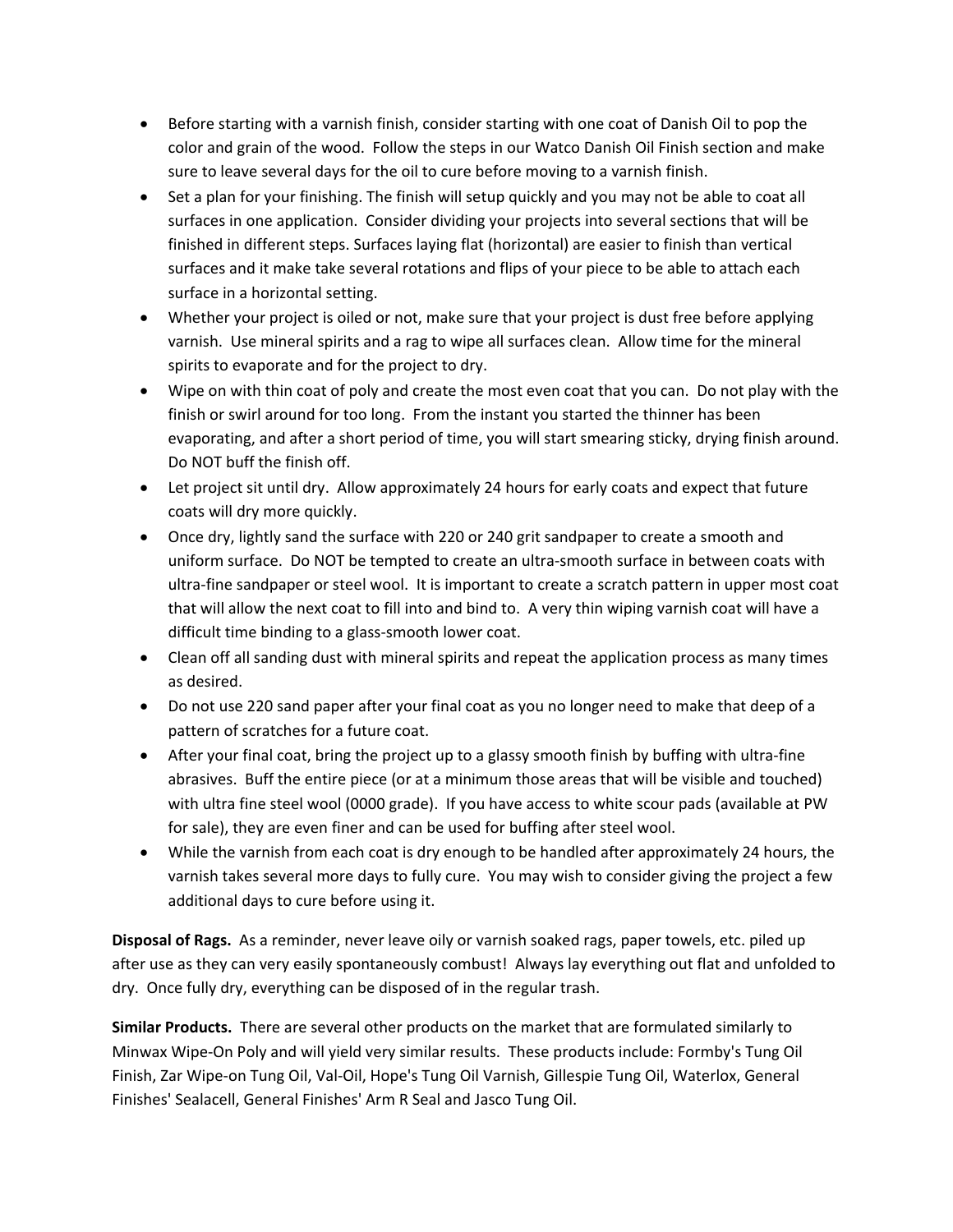- Before starting with a varnish finish, consider starting with one coat of Danish Oil to pop the color and grain of the wood. Follow the steps in our Watco Danish Oil Finish section and make sure to leave several days for the oil to cure before moving to a varnish finish.
- Set a plan for your finishing. The finish will setup quickly and you may not be able to coat all surfaces in one application. Consider dividing your projects into several sections that will be finished in different steps. Surfaces laying flat (horizontal) are easier to finish than vertical surfaces and it make take several rotations and flips of your piece to be able to attach each surface in a horizontal setting.
- Whether your project is oiled or not, make sure that your project is dust free before applying varnish. Use mineral spirits and a rag to wipe all surfaces clean. Allow time for the mineral spirits to evaporate and for the project to dry.
- Wipe on with thin coat of poly and create the most even coat that you can. Do not play with the finish or swirl around for too long. From the instant you started the thinner has been evaporating, and after a short period of time, you will start smearing sticky, drying finish around. Do NOT buff the finish off.
- Let project sit until dry. Allow approximately 24 hours for early coats and expect that future coats will dry more quickly.
- Once dry, lightly sand the surface with 220 or 240 grit sandpaper to create a smooth and uniform surface. Do NOT be tempted to create an ultra-smooth surface in between coats with ultra-fine sandpaper or steel wool. It is important to create a scratch pattern in upper most coat that will allow the next coat to fill into and bind to. A very thin wiping varnish coat will have a difficult time binding to a glass-smooth lower coat.
- Clean off all sanding dust with mineral spirits and repeat the application process as many times as desired.
- Do not use 220 sand paper after your final coat as you no longer need to make that deep of a pattern of scratches for a future coat.
- After your final coat, bring the project up to a glassy smooth finish by buffing with ultra-fine abrasives. Buff the entire piece (or at a minimum those areas that will be visible and touched) with ultra fine steel wool (0000 grade). If you have access to white scour pads (available at PW for sale), they are even finer and can be used for buffing after steel wool.
- While the varnish from each coat is dry enough to be handled after approximately 24 hours, the varnish takes several more days to fully cure. You may wish to consider giving the project a few additional days to cure before using it.

**Disposal of Rags.** As a reminder, never leave oily or varnish soaked rags, paper towels, etc. piled up after use as they can very easily spontaneously combust! Always lay everything out flat and unfolded to dry. Once fully dry, everything can be disposed of in the regular trash.

**Similar Products.** There are several other products on the market that are formulated similarly to Minwax Wipe-On Poly and will yield very similar results. These products include: Formby's Tung Oil Finish, Zar Wipe-on Tung Oil, Val-Oil, Hope's Tung Oil Varnish, Gillespie Tung Oil, Waterlox, General Finishes' Sealacell, General Finishes' Arm R Seal and Jasco Tung Oil.